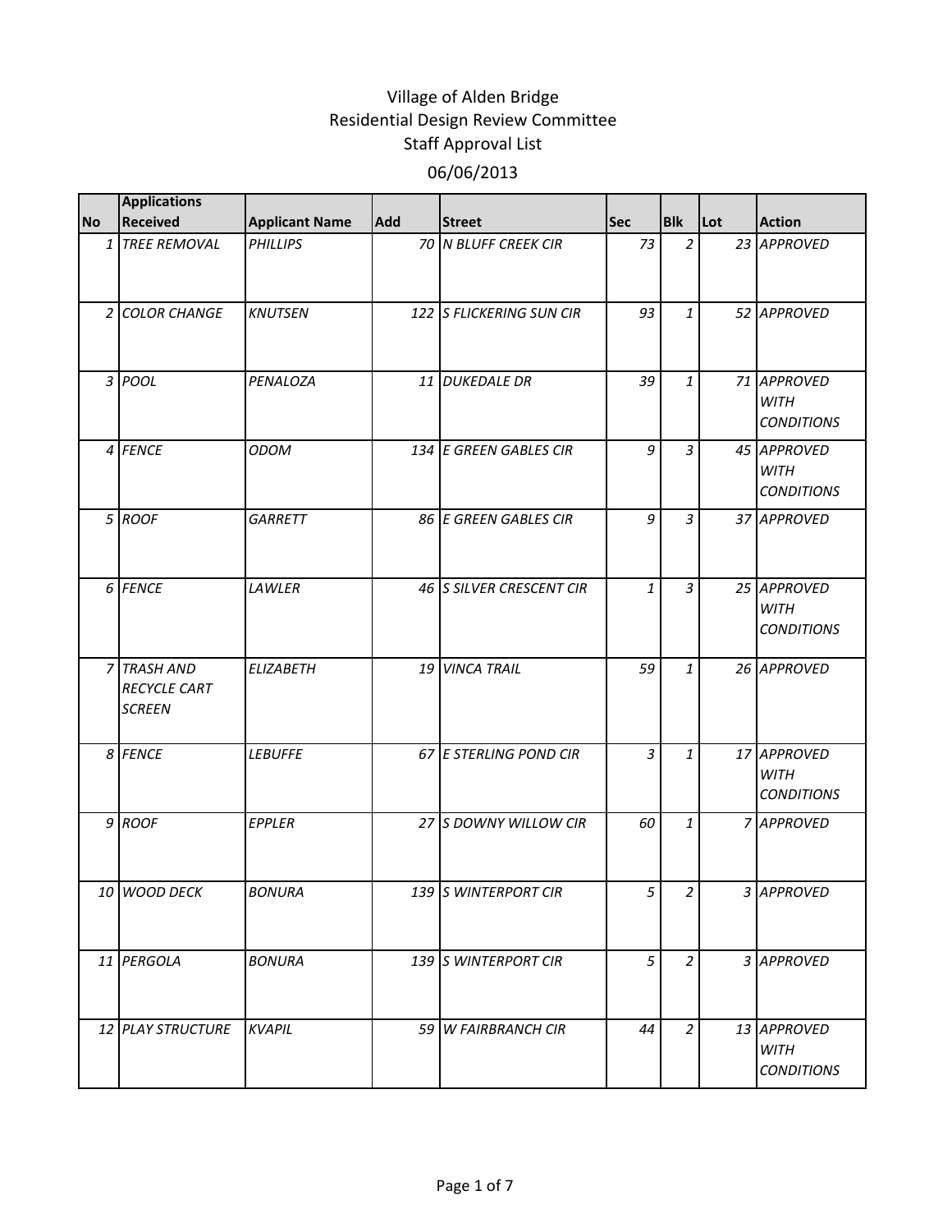# Village of Alden Bridge
## Residential Design Review Committee
## Staff Approval List
## 06/06/2013

| No | Applications Received | Applicant Name | Add | Street | Sec | Blk | Lot | Action |
|---|---|---|---|---|---|---|---|---|
| 1 | *TREE REMOVAL* | *PHILLIPS* | *70* | *N BLUFF CREEK CIR* | *73* | *2* | *23* | *APPROVED* |
| 2 | *COLOR CHANGE* | *KNUTSEN* | *122* | *S FLICKERING SUN CIR* | *93* | *1* | *52* | *APPROVED* |
| 3 | *POOL* | *PENALOZA* | *11* | *DUKEDALE DR* | *39* | *1* | *71* | *APPROVED WITH CONDITIONS* |
| 4 | *FENCE* | *ODOM* | *134* | *E GREEN GABLES CIR* | *9* | *3* | *45* | *APPROVED WITH CONDITIONS* |
| 5 | *ROOF* | *GARRETT* | *86* | *E GREEN GABLES CIR* | *9* | *3* | *37* | *APPROVED* |
| 6 | *FENCE* | *LAWLER* | *46* | *S SILVER CRESCENT CIR* | *1* | *3* | *25* | *APPROVED WITH CONDITIONS* |
| 7 | *TRASH AND RECYCLE CART SCREEN* | *ELIZABETH* | *19* | *VINCA TRAIL* | *59* | *1* | *26* | *APPROVED* |
| 8 | *FENCE* | *LEBUFFE* | *67* | *E STERLING POND CIR* | *3* | *1* | *17* | *APPROVED WITH CONDITIONS* |
| 9 | *ROOF* | *EPPLER* | *27* | *S DOWNY WILLOW CIR* | *60* | *1* | *7* | *APPROVED* |
| 10 | *WOOD DECK* | *BONURA* | *139* | *S WINTERPORT CIR* | *5* | *2* | *3* | *APPROVED* |
| 11 | *PERGOLA* | *BONURA* | *139* | *S WINTERPORT CIR* | *5* | *2* | *3* | *APPROVED* |
| 12 | *PLAY STRUCTURE* | *KVAPIL* | *59* | *W FAIRBRANCH CIR* | *44* | *2* | *13* | *APPROVED WITH CONDITIONS* |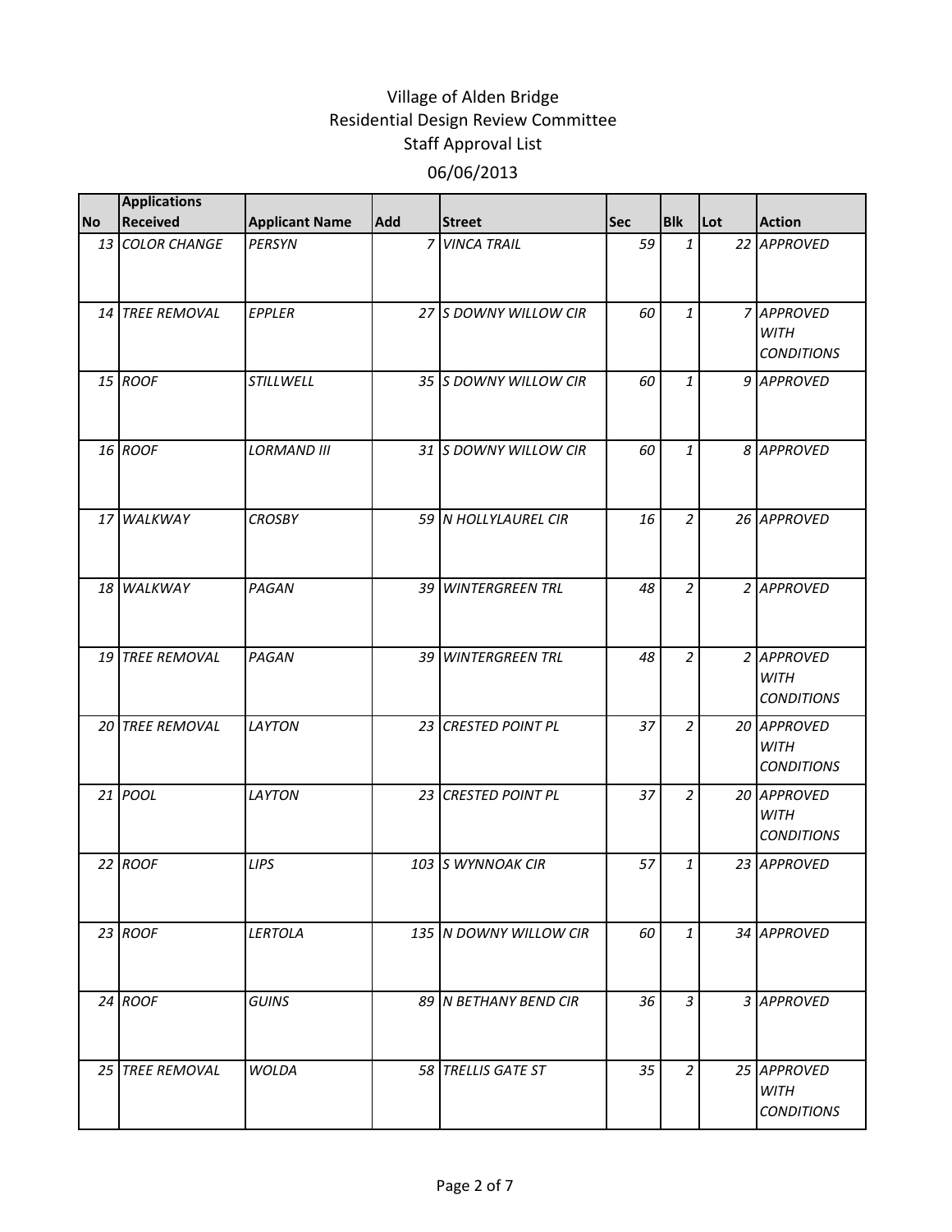# Village of Alden Bridge
## Residential Design Review Committee
## Staff Approval List
## 06/06/2013

| No | Applications Received | Applicant Name | Add | Street | Sec | Blk | Lot | Action |
|---|---|---|---|---|---|---|---|---|
| 13 | COLOR CHANGE | PERSYN | 7 | VINCA TRAIL | 59 | 1 | 22 | APPROVED |
| 14 | TREE REMOVAL | EPPLER | 27 | S DOWNY WILLOW CIR | 60 | 1 | 7 | APPROVED WITH CONDITIONS |
| 15 | ROOF | STILLWELL | 35 | S DOWNY WILLOW CIR | 60 | 1 | 9 | APPROVED |
| 16 | ROOF | LORMAND III | 31 | S DOWNY WILLOW CIR | 60 | 1 | 8 | APPROVED |
| 17 | WALKWAY | CROSBY | 59 | N HOLLYLAUREL CIR | 16 | 2 | 26 | APPROVED |
| 18 | WALKWAY | PAGAN | 39 | WINTERGREEN TRL | 48 | 2 | 2 | APPROVED |
| 19 | TREE REMOVAL | PAGAN | 39 | WINTERGREEN TRL | 48 | 2 | 2 | APPROVED WITH CONDITIONS |
| 20 | TREE REMOVAL | LAYTON | 23 | CRESTED POINT PL | 37 | 2 | 20 | APPROVED WITH CONDITIONS |
| 21 | POOL | LAYTON | 23 | CRESTED POINT PL | 37 | 2 | 20 | APPROVED WITH CONDITIONS |
| 22 | ROOF | LIPS | 103 | S WYNNOAK CIR | 57 | 1 | 23 | APPROVED |
| 23 | ROOF | LERTOLA | 135 | N DOWNY WILLOW CIR | 60 | 1 | 34 | APPROVED |
| 24 | ROOF | GUINS | 89 | N BETHANY BEND CIR | 36 | 3 | 3 | APPROVED |
| 25 | TREE REMOVAL | WOLDA | 58 | TRELLIS GATE ST | 35 | 2 | 25 | APPROVED WITH CONDITIONS |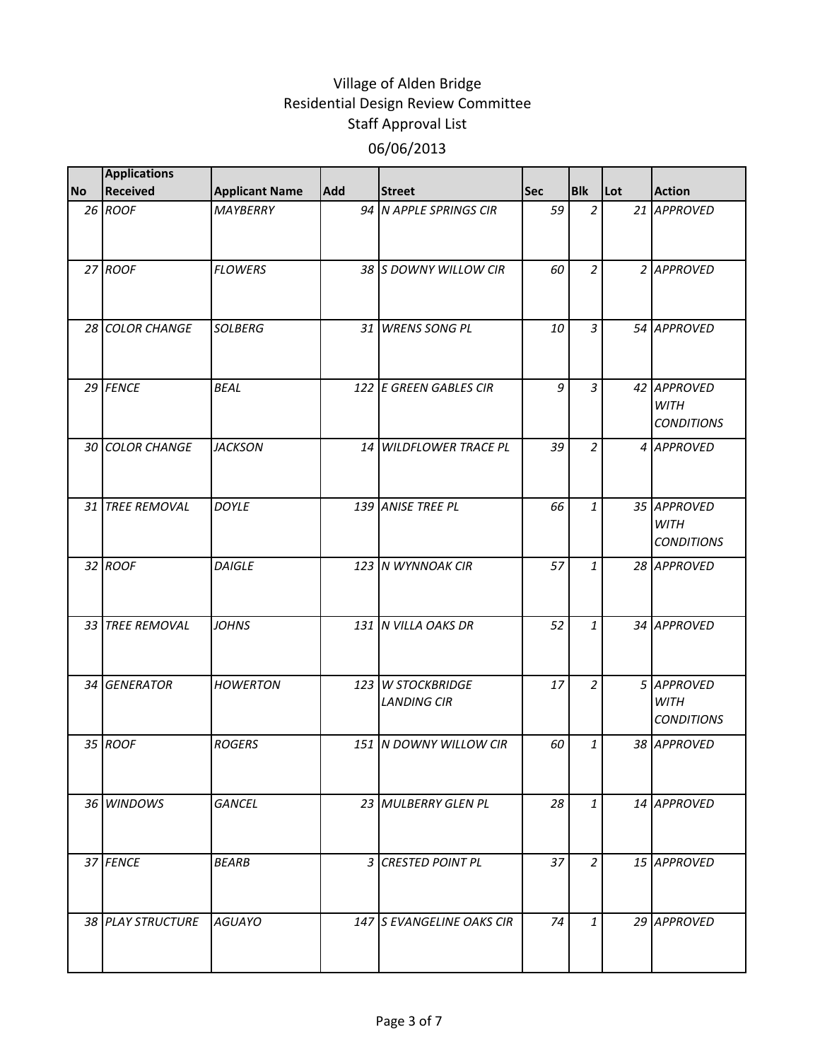# Village of Alden Bridge
## Residential Design Review Committee
### Staff Approval List
### 06/06/2013

| No | Applications Received | Applicant Name | Add | Street | Sec | Blk | Lot | Action |
|---|---|---|---|---|---|---|---|---|
| 26 | ROOF | MAYBERRY | 94 | N APPLE SPRINGS CIR | 59 | 2 | 21 | APPROVED |
| 27 | ROOF | FLOWERS | 38 | S DOWNY WILLOW CIR | 60 | 2 | 2 | APPROVED |
| 28 | COLOR CHANGE | SOLBERG | 31 | WRENS SONG PL | 10 | 3 | 54 | APPROVED |
| 29 | FENCE | BEAL | 122 | E GREEN GABLES CIR | 9 | 3 | 42 | APPROVED WITH CONDITIONS |
| 30 | COLOR CHANGE | JACKSON | 14 | WILDFLOWER TRACE PL | 39 | 2 | 4 | APPROVED |
| 31 | TREE REMOVAL | DOYLE | 139 | ANISE TREE PL | 66 | 1 | 35 | APPROVED WITH CONDITIONS |
| 32 | ROOF | DAIGLE | 123 | N WYNNOAK CIR | 57 | 1 | 28 | APPROVED |
| 33 | TREE REMOVAL | JOHNS | 131 | N VILLA OAKS DR | 52 | 1 | 34 | APPROVED |
| 34 | GENERATOR | HOWERTON | 123 | W STOCKBRIDGE LANDING CIR | 17 | 2 | 5 | APPROVED WITH CONDITIONS |
| 35 | ROOF | ROGERS | 151 | N DOWNY WILLOW CIR | 60 | 1 | 38 | APPROVED |
| 36 | WINDOWS | GANCEL | 23 | MULBERRY GLEN PL | 28 | 1 | 14 | APPROVED |
| 37 | FENCE | BEARB | 3 | CRESTED POINT PL | 37 | 2 | 15 | APPROVED |
| 38 | PLAY STRUCTURE | AGUAYO | 147 | S EVANGELINE OAKS CIR | 74 | 1 | 29 | APPROVED |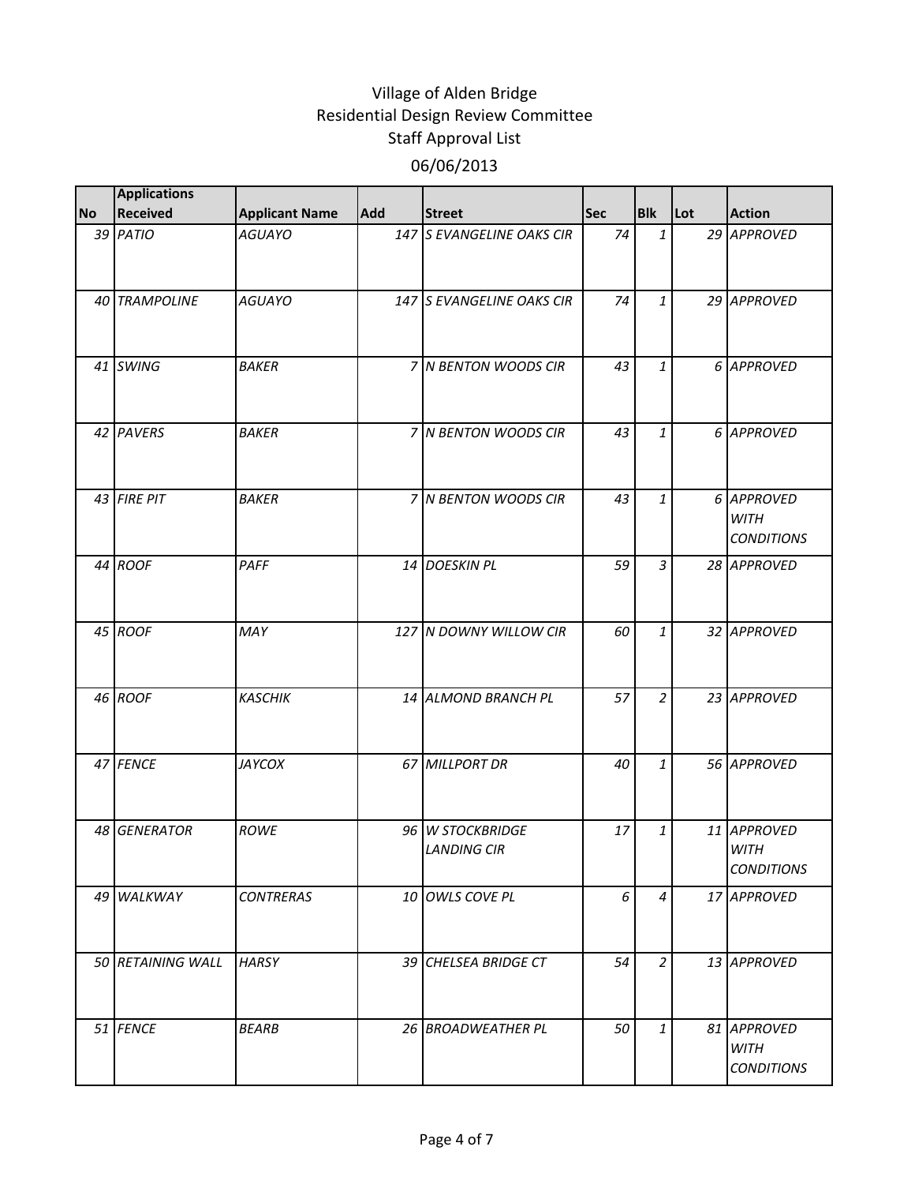Village of Alden Bridge
Residential Design Review Committee
Staff Approval List
06/06/2013

| No | Applications Received | Applicant Name | Add | Street | Sec | Blk | Lot | Action |
|---|---|---|---|---|---|---|---|---|
| 39 | PATIO | AGUAYO | 147 | S EVANGELINE OAKS CIR | 74 | 1 | 29 | APPROVED |
| 40 | TRAMPOLINE | AGUAYO | 147 | S EVANGELINE OAKS CIR | 74 | 1 | 29 | APPROVED |
| 41 | SWING | BAKER | 7 | N BENTON WOODS CIR | 43 | 1 | 6 | APPROVED |
| 42 | PAVERS | BAKER | 7 | N BENTON WOODS CIR | 43 | 1 | 6 | APPROVED |
| 43 | FIRE PIT | BAKER | 7 | N BENTON WOODS CIR | 43 | 1 | 6 | APPROVED WITH CONDITIONS |
| 44 | ROOF | PAFF | 14 | DOESKIN PL | 59 | 3 | 28 | APPROVED |
| 45 | ROOF | MAY | 127 | N DOWNY WILLOW CIR | 60 | 1 | 32 | APPROVED |
| 46 | ROOF | KASCHIK | 14 | ALMOND BRANCH PL | 57 | 2 | 23 | APPROVED |
| 47 | FENCE | JAYCOX | 67 | MILLPORT DR | 40 | 1 | 56 | APPROVED |
| 48 | GENERATOR | ROWE | 96 | W STOCKBRIDGE LANDING CIR | 17 | 1 | 11 | APPROVED WITH CONDITIONS |
| 49 | WALKWAY | CONTRERAS | 10 | OWLS COVE PL | 6 | 4 | 17 | APPROVED |
| 50 | RETAINING WALL | HARSY | 39 | CHELSEA BRIDGE CT | 54 | 2 | 13 | APPROVED |
| 51 | FENCE | BEARB | 26 | BROADWEATHER PL | 50 | 1 | 81 | APPROVED WITH CONDITIONS |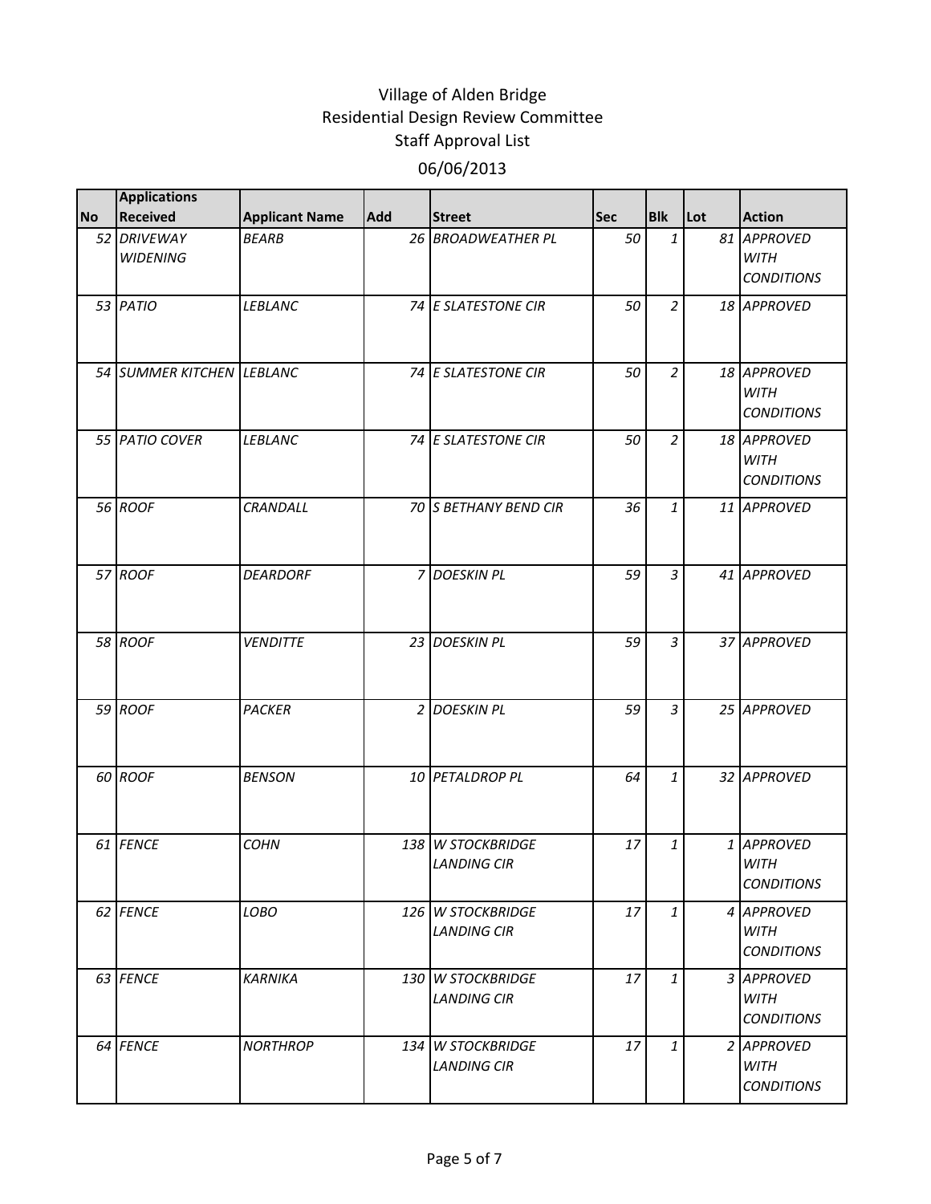# Village of Alden Bridge
## Residential Design Review Committee
### Staff Approval List
### 06/06/2013

| No | Applications Received | Applicant Name | Add | Street | Sec | Blk | Lot | Action |
|---|---|---|---|---|---|---|---|---|
| 52 | *DRIVEWAY WIDENING* | *BEARB* | 26 | *BROADWEATHER PL* | 50 | 1 | 81 | *APPROVED WITH CONDITIONS* |
| 53 | *PATIO* | *LEBLANC* | 74 | *E SLATESTONE CIR* | 50 | 2 | 18 | *APPROVED* |
| 54 | *SUMMER KITCHEN* | *LEBLANC* | 74 | *E SLATESTONE CIR* | 50 | 2 | 18 | *APPROVED WITH CONDITIONS* |
| 55 | *PATIO COVER* | *LEBLANC* | 74 | *E SLATESTONE CIR* | 50 | 2 | 18 | *APPROVED WITH CONDITIONS* |
| 56 | *ROOF* | *CRANDALL* | 70 | *S BETHANY BEND CIR* | 36 | 1 | 11 | *APPROVED* |
| 57 | *ROOF* | *DEARDORF* | 7 | *DOESKIN PL* | 59 | 3 | 41 | *APPROVED* |
| 58 | *ROOF* | *VENDITTE* | 23 | *DOESKIN PL* | 59 | 3 | 37 | *APPROVED* |
| 59 | *ROOF* | *PACKER* | 2 | *DOESKIN PL* | 59 | 3 | 25 | *APPROVED* |
| 60 | *ROOF* | *BENSON* | 10 | *PETALDROP PL* | 64 | 1 | 32 | *APPROVED* |
| 61 | *FENCE* | *COHN* | 138 | *W STOCKBRIDGE LANDING CIR* | 17 | 1 | 1 | *APPROVED WITH CONDITIONS* |
| 62 | *FENCE* | *LOBO* | 126 | *W STOCKBRIDGE LANDING CIR* | 17 | 1 | 4 | *APPROVED WITH CONDITIONS* |
| 63 | *FENCE* | *KARNIKA* | 130 | *W STOCKBRIDGE LANDING CIR* | 17 | 1 | 3 | *APPROVED WITH CONDITIONS* |
| 64 | *FENCE* | *NORTHROP* | 134 | *W STOCKBRIDGE LANDING CIR* | 17 | 1 | 2 | *APPROVED WITH CONDITIONS* |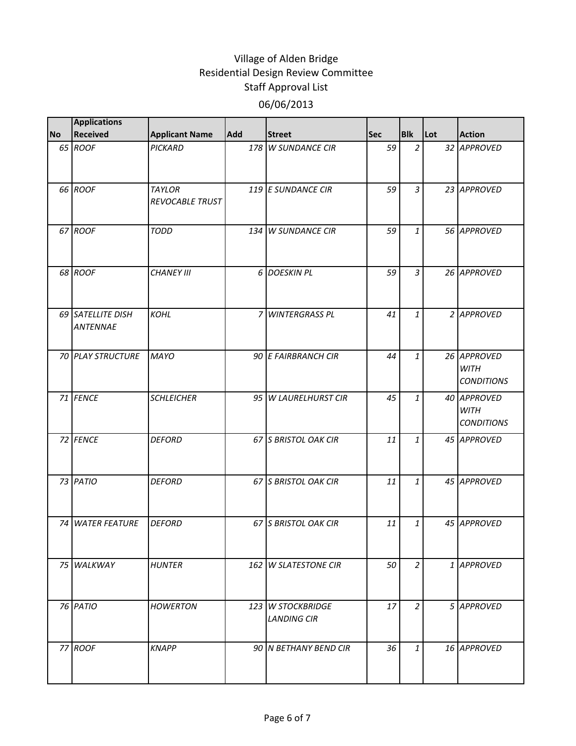# Village of Alden Bridge
## Residential Design Review Committee
## Staff Approval List
## 06/06/2013

| No | Applications Received | Applicant Name | Add | Street | Sec | Blk | Lot | Action |
|---|---|---|---|---|---|---|---|---|
| 65 | *ROOF* | *PICKARD* | 178 | *W SUNDANCE CIR* | 59 | 2 | 32 | *APPROVED* |
| 66 | *ROOF* | *TAYLOR REVOCABLE TRUST* | 119 | *E SUNDANCE CIR* | 59 | 3 | 23 | *APPROVED* |
| 67 | *ROOF* | *TODD* | 134 | *W SUNDANCE CIR* | 59 | 1 | 56 | *APPROVED* |
| 68 | *ROOF* | *CHANEY III* | 6 | *DOESKIN PL* | 59 | 3 | 26 | *APPROVED* |
| 69 | *SATELLITE DISH ANTENNAE* | *KOHL* | 7 | *WINTERGRASS PL* | 41 | 1 | 2 | *APPROVED* |
| 70 | *PLAY STRUCTURE* | *MAYO* | 90 | *E FAIRBRANCH CIR* | 44 | 1 | 26 | *APPROVED WITH CONDITIONS* |
| 71 | *FENCE* | *SCHLEICHER* | 95 | *W LAURELHURST CIR* | 45 | 1 | 40 | *APPROVED WITH CONDITIONS* |
| 72 | *FENCE* | *DEFORD* | 67 | *S BRISTOL OAK CIR* | 11 | 1 | 45 | *APPROVED* |
| 73 | *PATIO* | *DEFORD* | 67 | *S BRISTOL OAK CIR* | 11 | 1 | 45 | *APPROVED* |
| 74 | *WATER FEATURE* | *DEFORD* | 67 | *S BRISTOL OAK CIR* | 11 | 1 | 45 | *APPROVED* |
| 75 | *WALKWAY* | *HUNTER* | 162 | *W SLATESTONE CIR* | 50 | 2 | 1 | *APPROVED* |
| 76 | *PATIO* | *HOWERTON* | 123 | *W STOCKBRIDGE LANDING CIR* | 17 | 2 | 5 | *APPROVED* |
| 77 | *ROOF* | *KNAPP* | 90 | *N BETHANY BEND CIR* | 36 | 1 | 16 | *APPROVED* |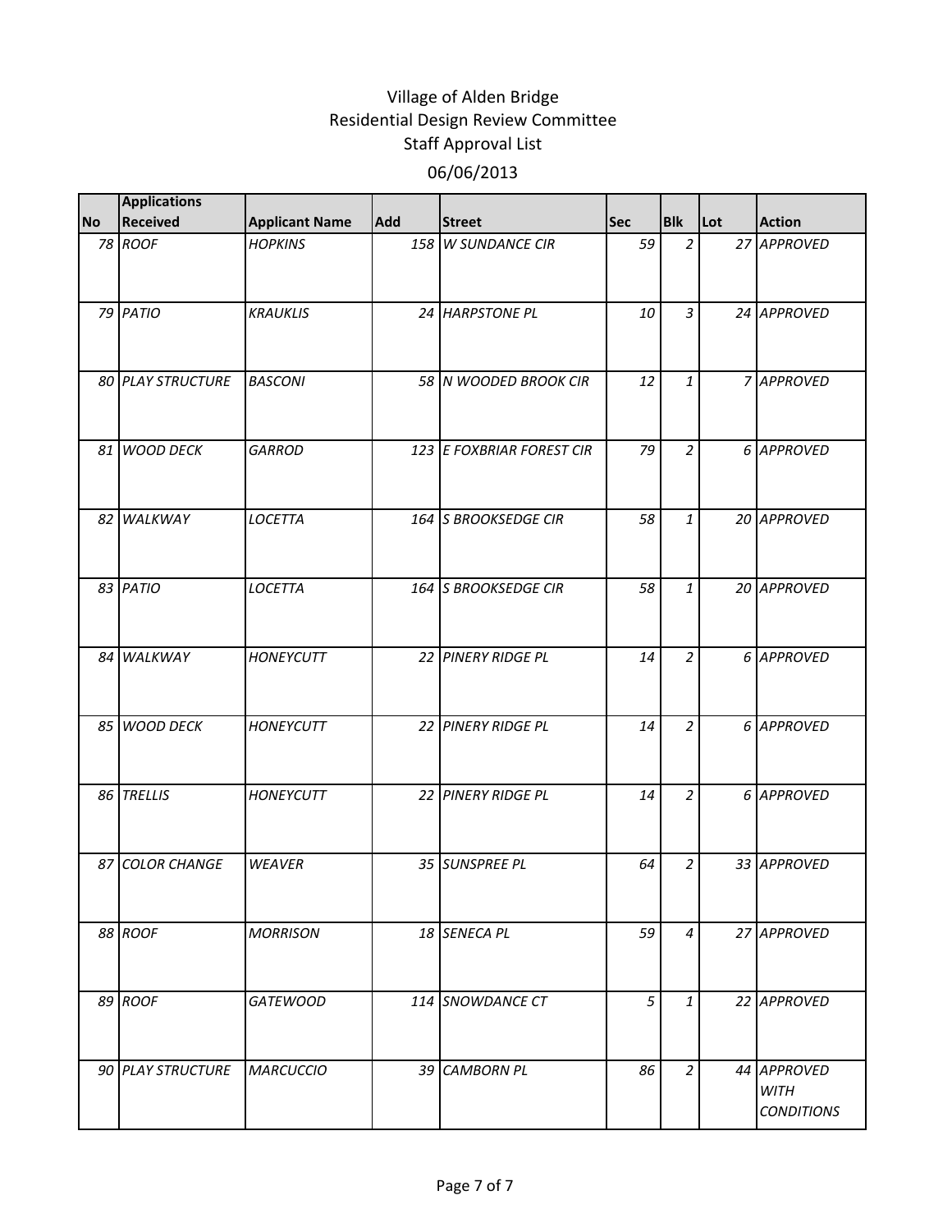# Village of Alden Bridge
## Residential Design Review Committee
## Staff Approval List
## 06/06/2013

| No | Applications Received | Applicant Name | Add | Street | Sec | Blk | Lot | Action |
|---|---|---|---|---|---|---|---|---|
| *78* | *ROOF* | *HOPKINS* | *158* | *W SUNDANCE CIR* | *59* | *2* | *27* | *APPROVED* |
| *79* | *PATIO* | *KRAUKLIS* | *24* | *HARPSTONE PL* | *10* | *3* | *24* | *APPROVED* |
| *80* | *PLAY STRUCTURE* | *BASCONI* | *58* | *N WOODED BROOK CIR* | *12* | *1* | *7* | *APPROVED* |
| *81* | *WOOD DECK* | *GARROD* | *123* | *E FOXBRIAR FOREST CIR* | *79* | *2* | *6* | *APPROVED* |
| *82* | *WALKWAY* | *LOCETTA* | *164* | *S BROOKSEDGE CIR* | *58* | *1* | *20* | *APPROVED* |
| *83* | *PATIO* | *LOCETTA* | *164* | *S BROOKSEDGE CIR* | *58* | *1* | *20* | *APPROVED* |
| *84* | *WALKWAY* | *HONEYCUTT* | *22* | *PINERY RIDGE PL* | *14* | *2* | *6* | *APPROVED* |
| *85* | *WOOD DECK* | *HONEYCUTT* | *22* | *PINERY RIDGE PL* | *14* | *2* | *6* | *APPROVED* |
| *86* | *TRELLIS* | *HONEYCUTT* | *22* | *PINERY RIDGE PL* | *14* | *2* | *6* | *APPROVED* |
| *87* | *COLOR CHANGE* | *WEAVER* | *35* | *SUNSPREE PL* | *64* | *2* | *33* | *APPROVED* |
| *88* | *ROOF* | *MORRISON* | *18* | *SENECA PL* | *59* | *4* | *27* | *APPROVED* |
| *89* | *ROOF* | *GATEWOOD* | *114* | *SNOWDANCE CT* | *5* | *1* | *22* | *APPROVED* |
| *90* | *PLAY STRUCTURE* | *MARCUCCIO* | *39* | *CAMBORN PL* | *86* | *2* | *44* | *APPROVED WITH CONDITIONS* |